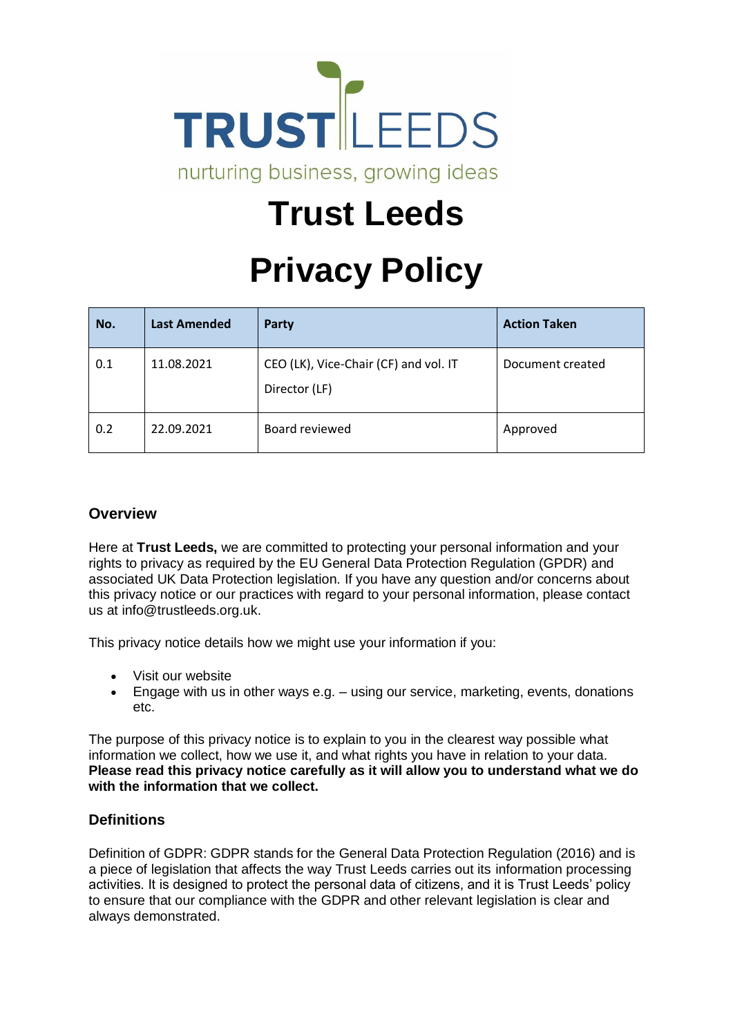TRUST LEEDS

nurturing business, growing ideas

# Trust Leeds

# Privacy Policy

| No. | Last Amended | Party | Action Taken |
|---|---|---|---|
| 0.1 | 11.08.2021 | CEO (LK), Vice-Chair (CF) and vol. IT Director (LF) | Document created |
| 0.2 | 22.09.2021 | Board reviewed | Approved |

## Overview

Here at **Trust Leeds,** we are committed to protecting your personal information and your rights to privacy as required by the EU General Data Protection Regulation (GPDR) and associated UK Data Protection legislation. If you have any question and/or concerns about this privacy notice or our practices with regard to your personal information, please contact us at info@trustleeds.org.uk.

This privacy notice details how we might use your information if you:

- Visit our website
- Engage with us in other ways e.g. – using our service, marketing, events, donations etc.

The purpose of this privacy notice is to explain to you in the clearest way possible what information we collect, how we use it, and what rights you have in relation to your data. **Please read this privacy notice carefully as it will allow you to understand what we do with the information that we collect.**

## Definitions

Definition of GDPR: GDPR stands for the General Data Protection Regulation (2016) and is a piece of legislation that affects the way Trust Leeds carries out its information processing activities. It is designed to protect the personal data of citizens, and it is Trust Leeds' policy to ensure that our compliance with the GDPR and other relevant legislation is clear and always demonstrated.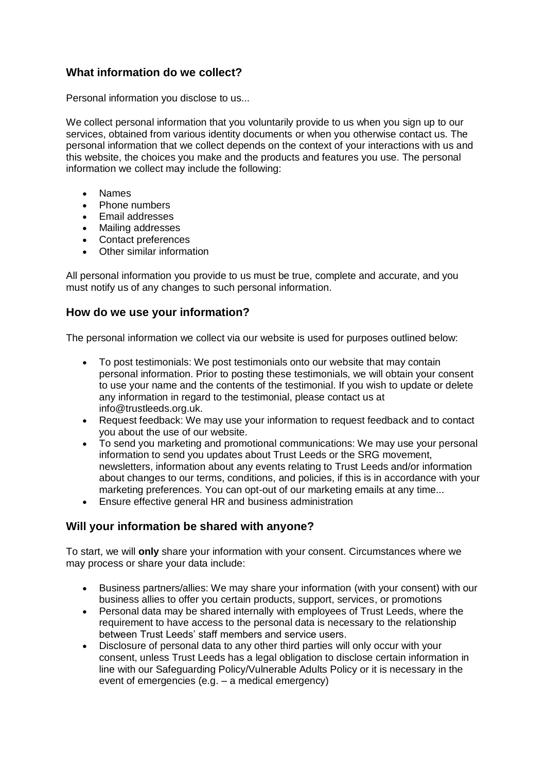## What information do we collect?

Personal information you disclose to us...

We collect personal information that you voluntarily provide to us when you sign up to our services, obtained from various identity documents or when you otherwise contact us. The personal information that we collect depends on the context of your interactions with us and this website, the choices you make and the products and features you use. The personal information we collect may include the following:

- Names
- Phone numbers
- Email addresses
- Mailing addresses
- Contact preferences
- Other similar information

All personal information you provide to us must be true, complete and accurate, and you must notify us of any changes to such personal information.

## How do we use your information?

The personal information we collect via our website is used for purposes outlined below:

- To post testimonials: We post testimonials onto our website that may contain personal information. Prior to posting these testimonials, we will obtain your consent to use your name and the contents of the testimonial. If you wish to update or delete any information in regard to the testimonial, please contact us at info@trustleeds.org.uk.
- Request feedback: We may use your information to request feedback and to contact you about the use of our website.
- To send you marketing and promotional communications: We may use your personal information to send you updates about Trust Leeds or the SRG movement, newsletters, information about any events relating to Trust Leeds and/or information about changes to our terms, conditions, and policies, if this is in accordance with your marketing preferences. You can opt-out of our marketing emails at any time...
- Ensure effective general HR and business administration

## Will your information be shared with anyone?

To start, we will **only** share your information with your consent. Circumstances where we may process or share your data include:

- Business partners/allies: We may share your information (with your consent) with our business allies to offer you certain products, support, services, or promotions
- Personal data may be shared internally with employees of Trust Leeds, where the requirement to have access to the personal data is necessary to the relationship between Trust Leeds' staff members and service users.
- Disclosure of personal data to any other third parties will only occur with your consent, unless Trust Leeds has a legal obligation to disclose certain information in line with our Safeguarding Policy/Vulnerable Adults Policy or it is necessary in the event of emergencies (e.g. – a medical emergency)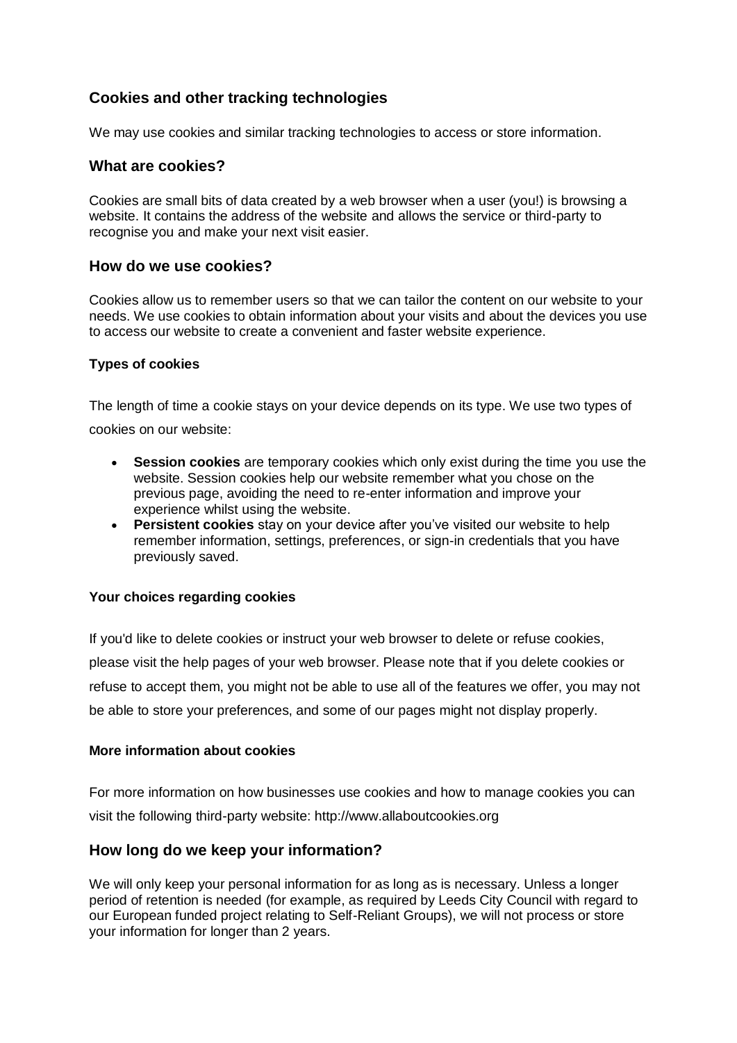## Cookies and other tracking technologies

We may use cookies and similar tracking technologies to access or store information.

## What are cookies?

Cookies are small bits of data created by a web browser when a user (you!) is browsing a website. It contains the address of the website and allows the service or third-party to recognise you and make your next visit easier.

## How do we use cookies?

Cookies allow us to remember users so that we can tailor the content on our website to your needs. We use cookies to obtain information about your visits and about the devices you use to access our website to create a convenient and faster website experience.

### Types of cookies

The length of time a cookie stays on your device depends on its type. We use two types of cookies on our website:

- **Session cookies** are temporary cookies which only exist during the time you use the website. Session cookies help our website remember what you chose on the previous page, avoiding the need to re-enter information and improve your experience whilst using the website.
- **Persistent cookies** stay on your device after you've visited our website to help remember information, settings, preferences, or sign-in credentials that you have previously saved.

### Your choices regarding cookies

If you'd like to delete cookies or instruct your web browser to delete or refuse cookies, please visit the help pages of your web browser. Please note that if you delete cookies or refuse to accept them, you might not be able to use all of the features we offer, you may not be able to store your preferences, and some of our pages might not display properly.

### More information about cookies

For more information on how businesses use cookies and how to manage cookies you can visit the following third-party website: http://www.allaboutcookies.org

## How long do we keep your information?

We will only keep your personal information for as long as is necessary. Unless a longer period of retention is needed (for example, as required by Leeds City Council with regard to our European funded project relating to Self-Reliant Groups), we will not process or store your information for longer than 2 years.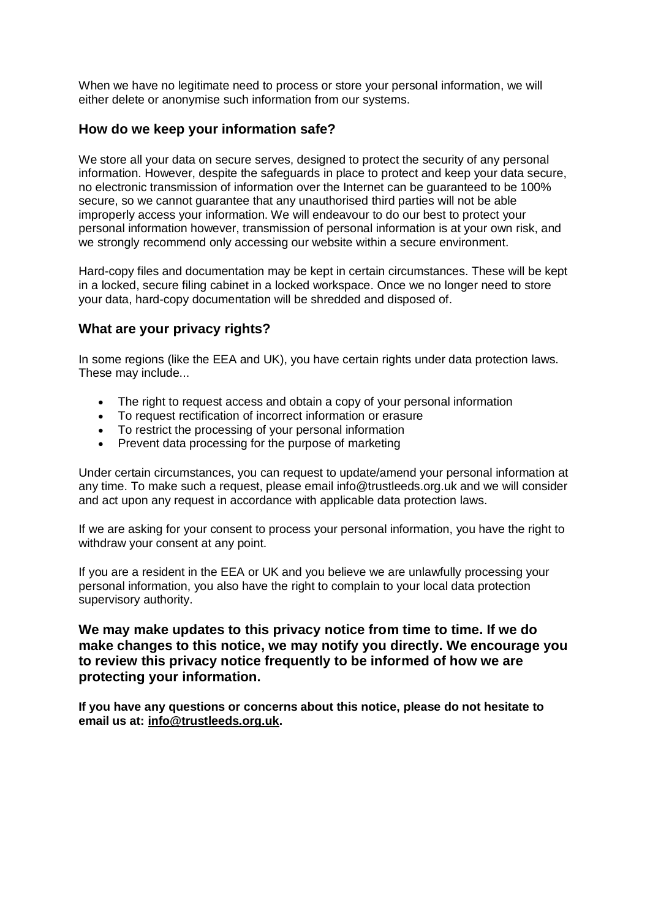When we have no legitimate need to process or store your personal information, we will either delete or anonymise such information from our systems.

### How do we keep your information safe?

We store all your data on secure serves, designed to protect the security of any personal information. However, despite the safeguards in place to protect and keep your data secure, no electronic transmission of information over the Internet can be guaranteed to be 100% secure, so we cannot guarantee that any unauthorised third parties will not be able improperly access your information. We will endeavour to do our best to protect your personal information however, transmission of personal information is at your own risk, and we strongly recommend only accessing our website within a secure environment.

Hard-copy files and documentation may be kept in certain circumstances. These will be kept in a locked, secure filing cabinet in a locked workspace. Once we no longer need to store your data, hard-copy documentation will be shredded and disposed of.

### What are your privacy rights?

In some regions (like the EEA and UK), you have certain rights under data protection laws. These may include...

- The right to request access and obtain a copy of your personal information
- To request rectification of incorrect information or erasure
- To restrict the processing of your personal information
- Prevent data processing for the purpose of marketing

Under certain circumstances, you can request to update/amend your personal information at any time. To make such a request, please email info@trustleeds.org.uk and we will consider and act upon any request in accordance with applicable data protection laws.

If we are asking for your consent to process your personal information, you have the right to withdraw your consent at any point.

If you are a resident in the EEA or UK and you believe we are unlawfully processing your personal information, you also have the right to complain to your local data protection supervisory authority.

**We may make updates to this privacy notice from time to time. If we do make changes to this notice, we may notify you directly. We encourage you to review this privacy notice frequently to be informed of how we are protecting your information.**

**If you have any questions or concerns about this notice, please do not hesitate to email us at: info@trustleeds.org.uk.**